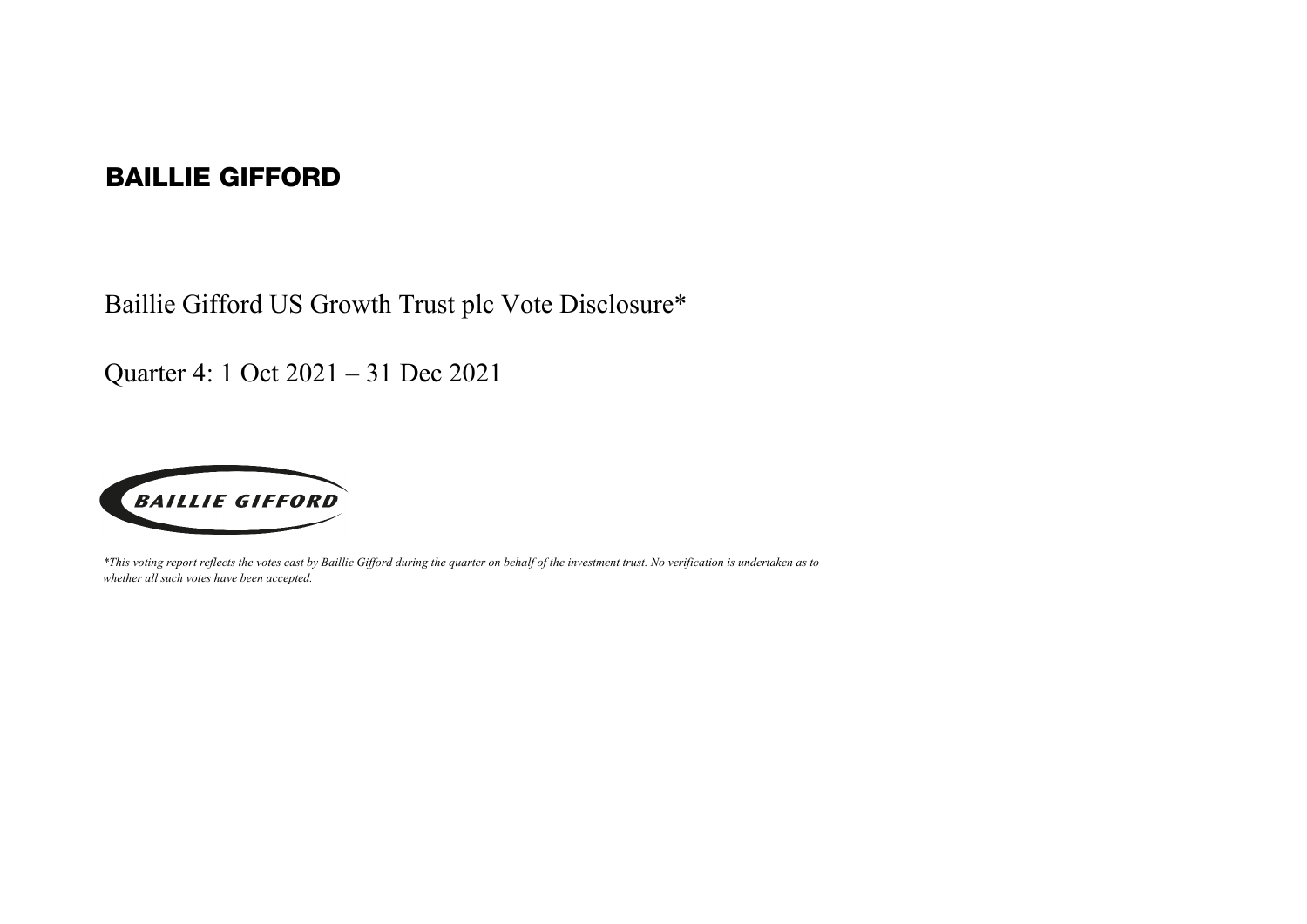**BAILLIE GIFFORD**

# Baillie Gifford US Growth Trust plc Vote Disclosure*

## Quarter 4: 1 Oct 2021 – 31 Dec 2021

BAILLIE GIFFORD

*\*This voting report reflects the votes cast by Baillie Gifford during the quarter on behalf of the investment trust. No verification is undertaken as to whether all such votes have been accepted.*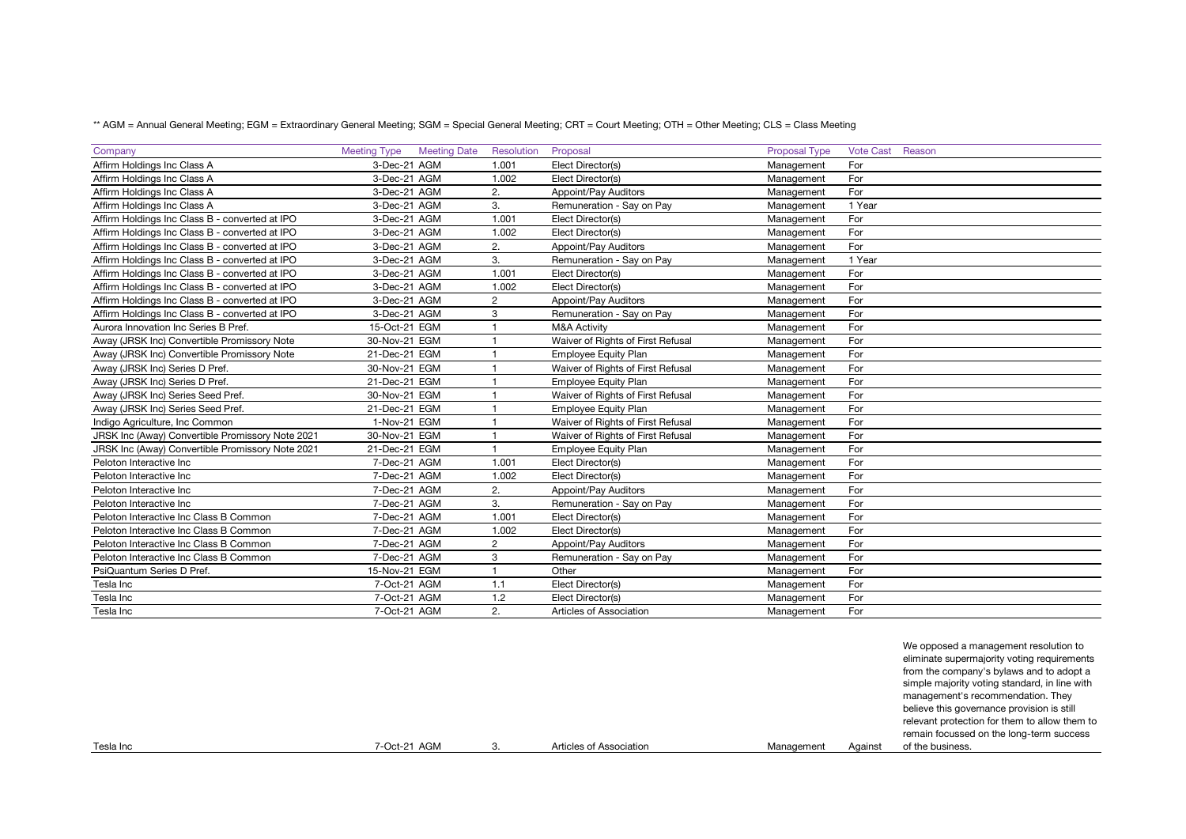** AGM = Annual General Meeting; EGM = Extraordinary General Meeting; SGM = Special General Meeting; CRT = Court Meeting; OTH = Other Meeting; CLS = Class Meeting

| Company | Meeting Type | Meeting Date | Resolution | Proposal | Proposal Type | Vote Cast | Reason |
|---|---|---|---|---|---|---|---|
| Affirm Holdings Inc Class A | 3-Dec-21 | AGM | 1.001 | Elect Director(s) | Management | For | |
| Affirm Holdings Inc Class A | 3-Dec-21 | AGM | 1.002 | Elect Director(s) | Management | For | |
| Affirm Holdings Inc Class A | 3-Dec-21 | AGM | 2. | Appoint/Pay Auditors | Management | For | |
| Affirm Holdings Inc Class A | 3-Dec-21 | AGM | 3. | Remuneration - Say on Pay | Management | 1 Year | |
| Affirm Holdings Inc Class B - converted at IPO | 3-Dec-21 | AGM | 1.001 | Elect Director(s) | Management | For | |
| Affirm Holdings Inc Class B - converted at IPO | 3-Dec-21 | AGM | 1.002 | Elect Director(s) | Management | For | |
| Affirm Holdings Inc Class B - converted at IPO | 3-Dec-21 | AGM | 2. | Appoint/Pay Auditors | Management | For | |
| Affirm Holdings Inc Class B - converted at IPO | 3-Dec-21 | AGM | 3. | Remuneration - Say on Pay | Management | 1 Year | |
| Affirm Holdings Inc Class B - converted at IPO | 3-Dec-21 | AGM | 1.001 | Elect Director(s) | Management | For | |
| Affirm Holdings Inc Class B - converted at IPO | 3-Dec-21 | AGM | 1.002 | Elect Director(s) | Management | For | |
| Affirm Holdings Inc Class B - converted at IPO | 3-Dec-21 | AGM | 2 | Appoint/Pay Auditors | Management | For | |
| Affirm Holdings Inc Class B - converted at IPO | 3-Dec-21 | AGM | 3 | Remuneration - Say on Pay | Management | For | |
| Aurora Innovation Inc Series B Pref. | 15-Oct-21 | EGM | 1 | M&A Activity | Management | For | |
| Away (JRSK Inc) Convertible Promissory Note | 30-Nov-21 | EGM | 1 | Waiver of Rights of First Refusal | Management | For | |
| Away (JRSK Inc) Convertible Promissory Note | 21-Dec-21 | EGM | 1 | Employee Equity Plan | Management | For | |
| Away (JRSK Inc) Series D Pref. | 30-Nov-21 | EGM | 1 | Waiver of Rights of First Refusal | Management | For | |
| Away (JRSK Inc) Series D Pref. | 21-Dec-21 | EGM | 1 | Employee Equity Plan | Management | For | |
| Away (JRSK Inc) Series Seed Pref. | 30-Nov-21 | EGM | 1 | Waiver of Rights of First Refusal | Management | For | |
| Away (JRSK Inc) Series Seed Pref. | 21-Dec-21 | EGM | 1 | Employee Equity Plan | Management | For | |
| Indigo Agriculture, Inc Common | 1-Nov-21 | EGM | 1 | Waiver of Rights of First Refusal | Management | For | |
| JRSK Inc (Away) Convertible Promissory Note 2021 | 30-Nov-21 | EGM | 1 | Waiver of Rights of First Refusal | Management | For | |
| JRSK Inc (Away) Convertible Promissory Note 2021 | 21-Dec-21 | EGM | 1 | Employee Equity Plan | Management | For | |
| Peloton Interactive Inc | 7-Dec-21 | AGM | 1.001 | Elect Director(s) | Management | For | |
| Peloton Interactive Inc | 7-Dec-21 | AGM | 1.002 | Elect Director(s) | Management | For | |
| Peloton Interactive Inc | 7-Dec-21 | AGM | 2. | Appoint/Pay Auditors | Management | For | |
| Peloton Interactive Inc | 7-Dec-21 | AGM | 3. | Remuneration - Say on Pay | Management | For | |
| Peloton Interactive Inc Class B Common | 7-Dec-21 | AGM | 1.001 | Elect Director(s) | Management | For | |
| Peloton Interactive Inc Class B Common | 7-Dec-21 | AGM | 1.002 | Elect Director(s) | Management | For | |
| Peloton Interactive Inc Class B Common | 7-Dec-21 | AGM | 2 | Appoint/Pay Auditors | Management | For | |
| Peloton Interactive Inc Class B Common | 7-Dec-21 | AGM | 3 | Remuneration - Say on Pay | Management | For | |
| PsiQuantum Series D Pref. | 15-Nov-21 | EGM | 1 | Other | Management | For | |
| Tesla Inc | 7-Oct-21 | AGM | 1.1 | Elect Director(s) | Management | For | |
| Tesla Inc | 7-Oct-21 | AGM | 1.2 | Elect Director(s) | Management | For | |
| Tesla Inc | 7-Oct-21 | AGM | 2. | Articles of Association | Management | For | |
| Tesla Inc | 7-Oct-21 | AGM | 3. | Articles of Association | Management | Against | We opposed a management resolution to eliminate supermajority voting requirements from the company's bylaws and to adopt a simple majority voting standard, in line with management's recommendation. They believe this governance provision is still relevant protection for them to allow them to remain focussed on the long-term success of the business. |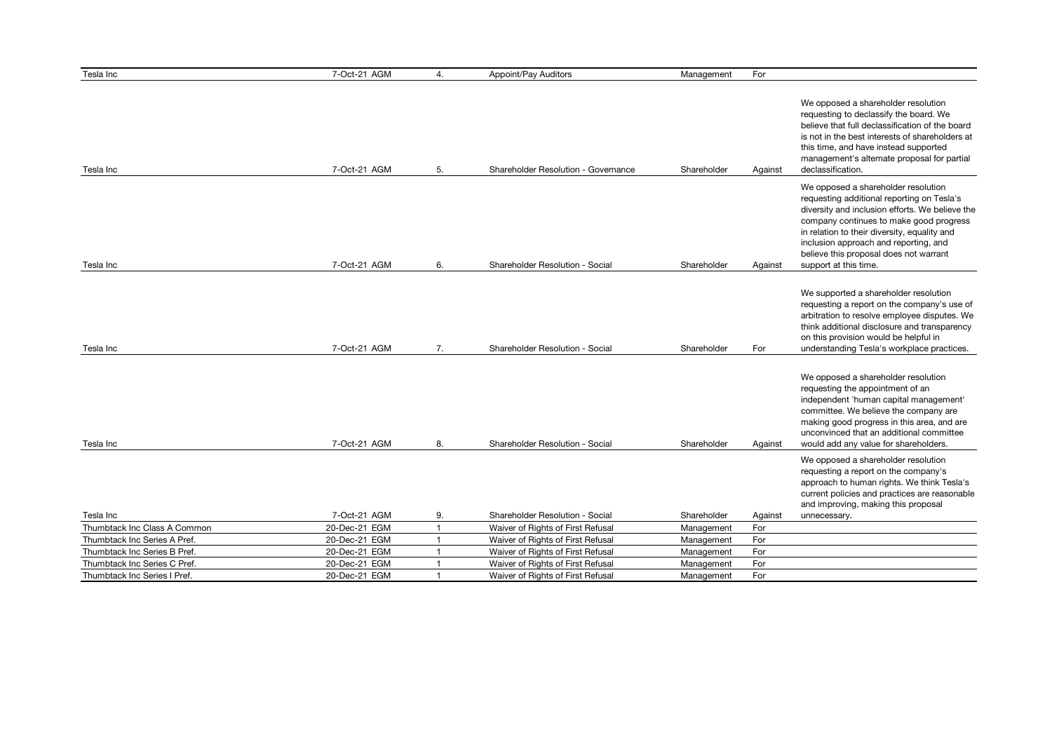| | | | | | | |
|---|---|---|---|---|---|---|
| Tesla Inc | 7-Oct-21 AGM | 4. | Appoint/Pay Auditors | Management | For | |
| Tesla Inc | 7-Oct-21 AGM | 5. | Shareholder Resolution - Governance | Shareholder | Against | We opposed a shareholder resolution requesting to declassify the board. We believe that full declassification of the board is not in the best interests of shareholders at this time, and have instead supported management's alternate proposal for partial declassification. |
| Tesla Inc | 7-Oct-21 AGM | 6. | Shareholder Resolution - Social | Shareholder | Against | We opposed a shareholder resolution requesting additional reporting on Tesla's diversity and inclusion efforts. We believe the company continues to make good progress in relation to their diversity, equality and inclusion approach and reporting, and believe this proposal does not warrant support at this time. |
| Tesla Inc | 7-Oct-21 AGM | 7. | Shareholder Resolution - Social | Shareholder | For | We supported a shareholder resolution requesting a report on the company's use of arbitration to resolve employee disputes. We think additional disclosure and transparency on this provision would be helpful in understanding Tesla's workplace practices. |
| Tesla Inc | 7-Oct-21 AGM | 8. | Shareholder Resolution - Social | Shareholder | Against | We opposed a shareholder resolution requesting the appointment of an independent 'human capital management' committee. We believe the company are making good progress in this area, and are unconvinced that an additional committee would add any value for shareholders. |
| Tesla Inc | 7-Oct-21 AGM | 9. | Shareholder Resolution - Social | Shareholder | Against | We opposed a shareholder resolution requesting a report on the company's approach to human rights. We think Tesla's current policies and practices are reasonable and improving, making this proposal unnecessary. |
| Thumbtack Inc Class A Common | 20-Dec-21 EGM | 1 | Waiver of Rights of First Refusal | Management | For | |
| Thumbtack Inc Series A Pref. | 20-Dec-21 EGM | 1 | Waiver of Rights of First Refusal | Management | For | |
| Thumbtack Inc Series B Pref. | 20-Dec-21 EGM | 1 | Waiver of Rights of First Refusal | Management | For | |
| Thumbtack Inc Series C Pref. | 20-Dec-21 EGM | 1 | Waiver of Rights of First Refusal | Management | For | |
| Thumbtack Inc Series I Pref. | 20-Dec-21 EGM | 1 | Waiver of Rights of First Refusal | Management | For | |